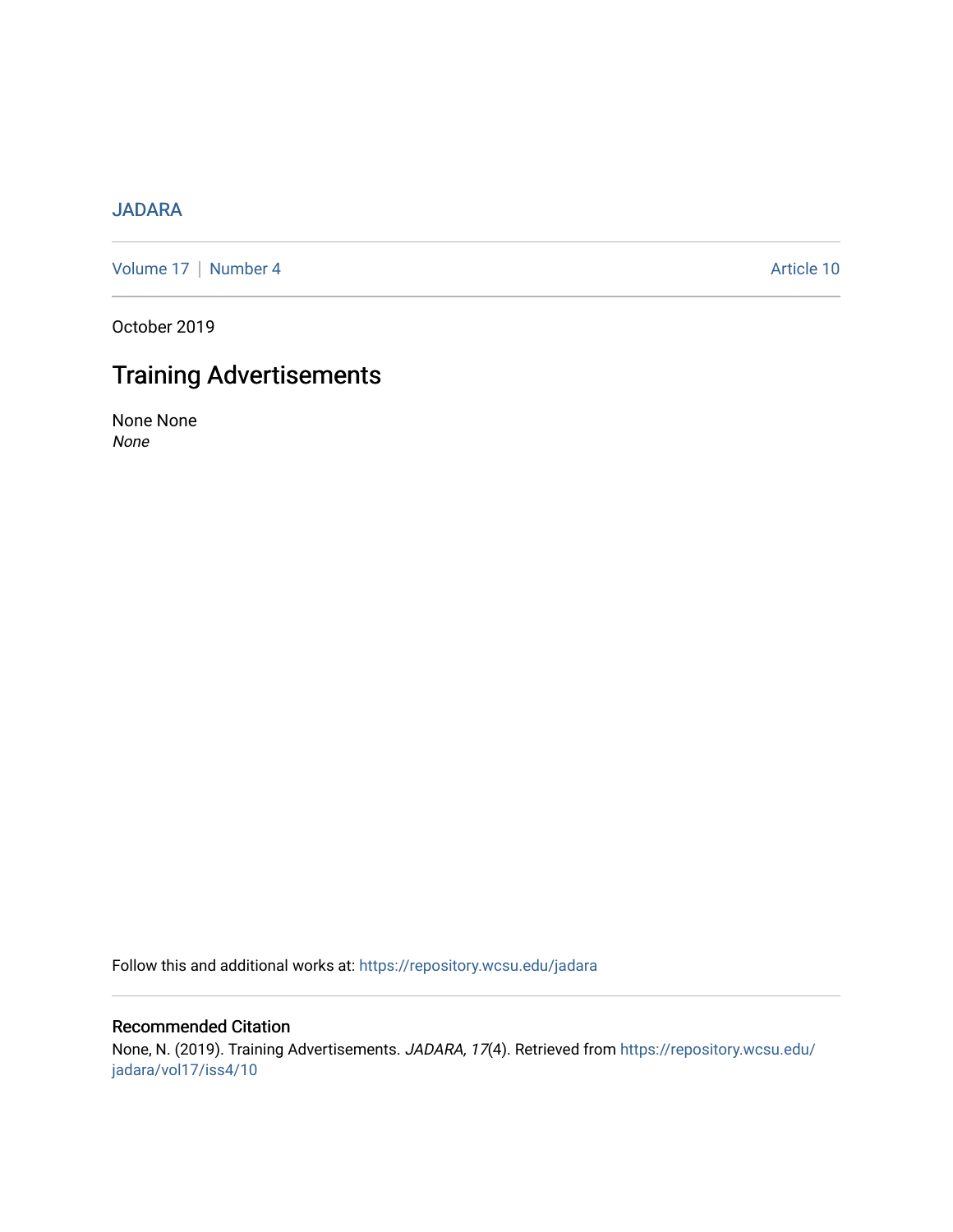JADARA

Volume 17 | Number 4 Article 10

October 2019

# Training Advertisements

None None
*None*

Follow this and additional works at: https://repository.wcsu.edu/jadara

## Recommended Citation

None, N. (2019). Training Advertisements. *JADARA, 17*(4). Retrieved from https://repository.wcsu.edu/jadara/vol17/iss4/10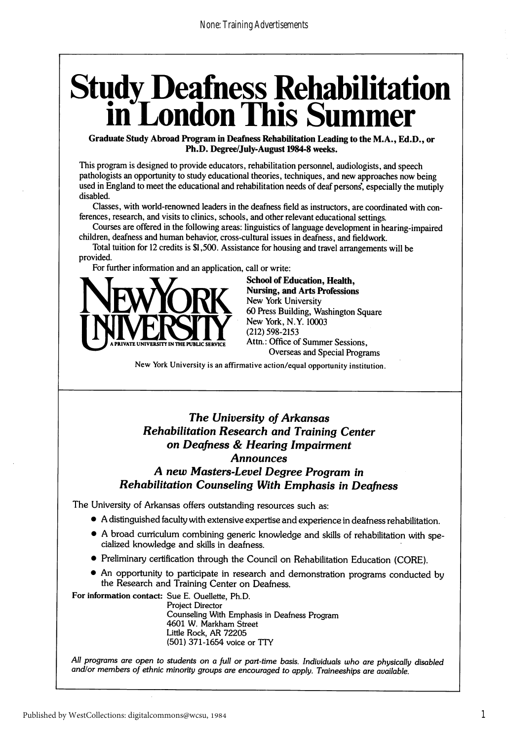# Study Deafness Rehabilitation in London This Summer

**Graduate Study Abroad Program in Deafness Rehabilitation Leading to the M.A., Ed.D., or Ph.D. Degree/July-August 1984-8 weeks.**

This program is designed to provide educators, rehabilitation personnel, audiologists, and speech pathologists an opportunity to study educational theories, techniques, and new approaches now being used in England to meet the educational and rehabilitation needs of deaf persons, especially the mutiply disabled.

Classes, with world-renowned leaders in the deafness field as instructors, are coordinated with conferences, research, and visits to clinics, schools, and other relevant educational settings.

Courses are offered in the following areas: linguistics of language development in hearing-impaired children, deafness and human behavior, cross-cultural issues in deafness, and fieldwork.

Total tuition for 12 credits is $1,500. Assistance for housing and travel arrangements will be provided.

For further information and an application, call or write:

NEW YORK UNIVERSITY
A PRIVATE UNIVERSITY IN THE PUBLIC SERVICE

**School of Education, Health, Nursing, and Arts Professions**
New York University
60 Press Building, Washington Square
New York, N.Y. 10003
(212) 598-2153
Attn.: Office of Summer Sessions, Overseas and Special Programs

New York University is an affirmative action/equal opportunity institution.

---

## *The University of Arkansas Rehabilitation Research and Training Center on Deafness & Hearing Impairment Announces A new Masters-Level Degree Program in Rehabilitation Counseling With Emphasis in Deafness*

The University of Arkansas offers outstanding resources such as:

- A distinguished faculty with extensive expertise and experience in deafness rehabilitation.
- A broad curriculum combining generic knowledge and skills of rehabilitation with specialized knowledge and skills in deafness.
- Preliminary certification through the Council on Rehabilitation Education (CORE).
- An opportunity to participate in research and demonstration programs conducted by the Research and Training Center on Deafness.

**For information contact:** Sue E. Ouellette, Ph.D.
Project Director
Counseling With Emphasis in Deafness Program
4601 W. Markham Street
Little Rock, AR 72205
(501) 371-1654 voice or TTY

*All programs are open to students on a full or part-time basis. Individuals who are physically disabled and/or members of ethnic minority groups are encouraged to apply. Traineeships are available.*